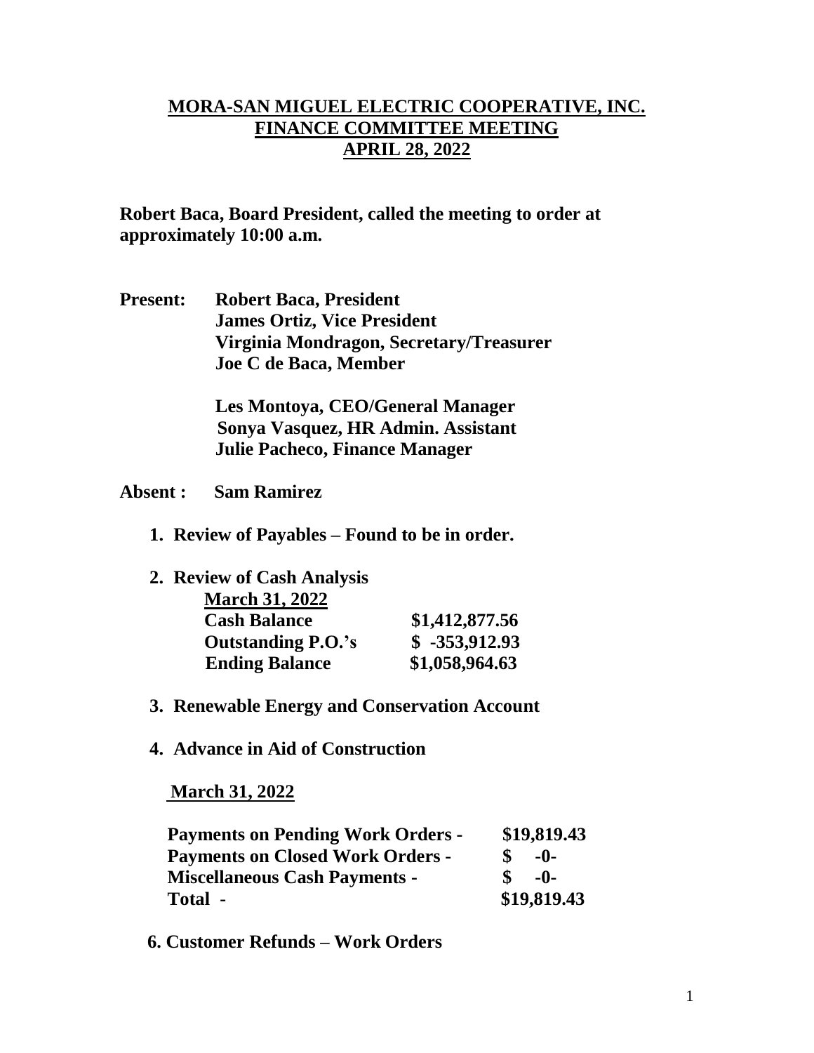# MORA-SAN MIGUEL ELECTRIC COOPERATIVE, INC.
## FINANCE COMMITTEE MEETING
## APRIL 28, 2022

**Robert Baca, Board President, called the meeting to order at approximately 10:00 a.m.**

**Present:** **Robert Baca, President**
**James Ortiz, Vice President**
**Virginia Mondragon, Secretary/Treasurer**
**Joe C de Baca, Member**

**Les Montoya, CEO/General Manager**
**Sonya Vasquez, HR Admin. Assistant**
**Julie Pacheco, Finance Manager**

**Absent :** **Sam Ramirez**

1. **Review of Payables – Found to be in order.**

2. **Review of Cash Analysis**

   **March 31, 2022**

   | | |
   |---|---|
   | **Cash Balance** | **$1,412,877.56** |
   | **Outstanding P.O.'s** | **$ -353,912.93** |
   | **Ending Balance** | **$1,058,964.63** |

3. **Renewable Energy and Conservation Account**

4. **Advance in Aid of Construction**

   **March 31, 2022**

   | | |
   |---|---|
   | **Payments on Pending Work Orders -** | **$19,819.43** |
   | **Payments on Closed Work Orders -** | **$ -0-** |
   | **Miscellaneous Cash Payments -** | **$ -0-** |
   | **Total -** | **$19,819.43** |

6. **Customer Refunds – Work Orders**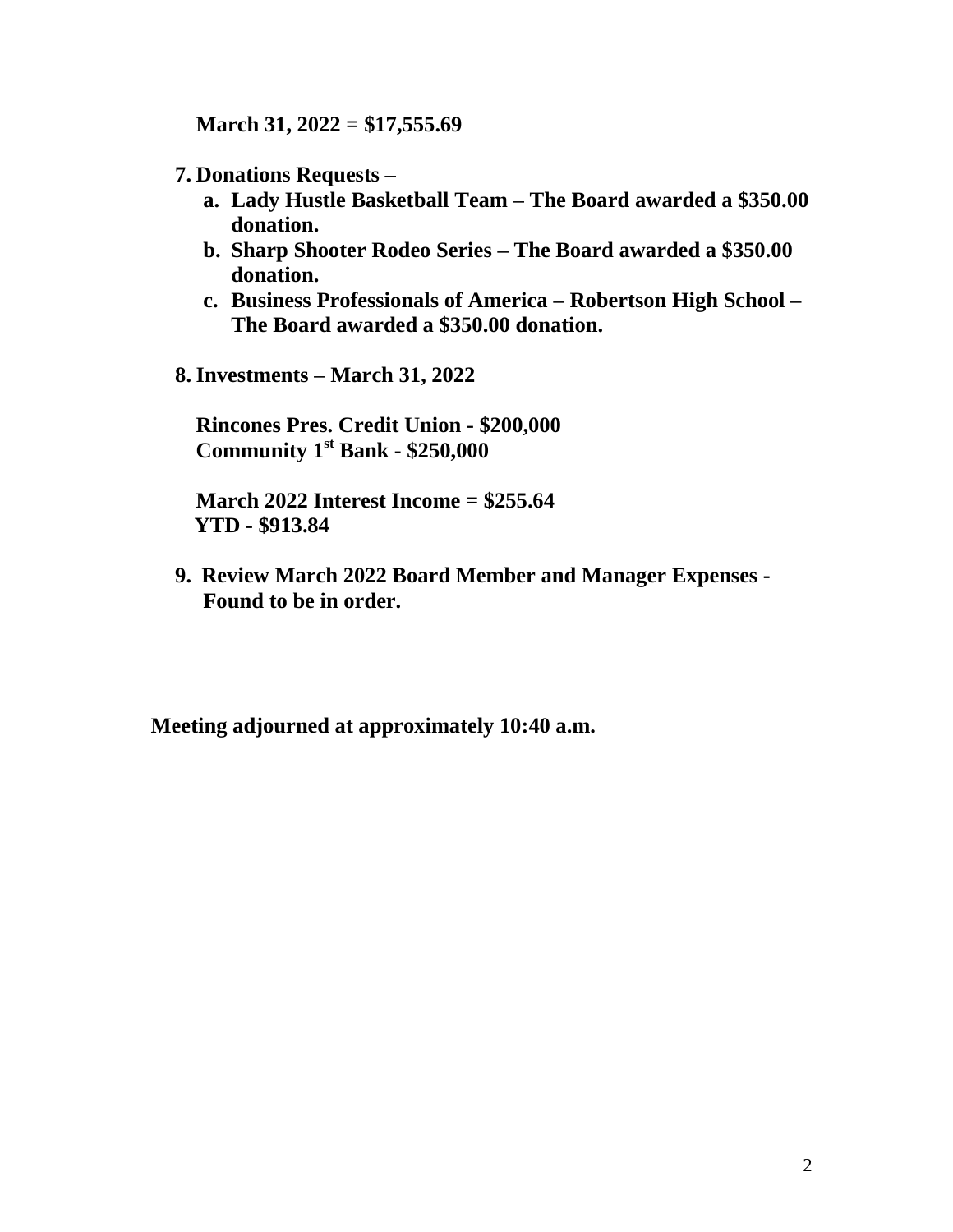**March 31, 2022 = $17,555.69**

7. **Donations Requests –**
   a. **Lady Hustle Basketball Team – The Board awarded a $350.00 donation.**
   b. **Sharp Shooter Rodeo Series – The Board awarded a $350.00 donation.**
   c. **Business Professionals of America – Robertson High School – The Board awarded a $350.00 donation.**

8. **Investments – March 31, 2022**

   **Rincones Pres. Credit Union - $200,000**
   **Community 1st Bank - $250,000**

   **March 2022 Interest Income = $255.64**
   **YTD - $913.84**

9. **Review March 2022 Board Member and Manager Expenses - Found to be in order.**

**Meeting adjourned at approximately 10:40 a.m.**